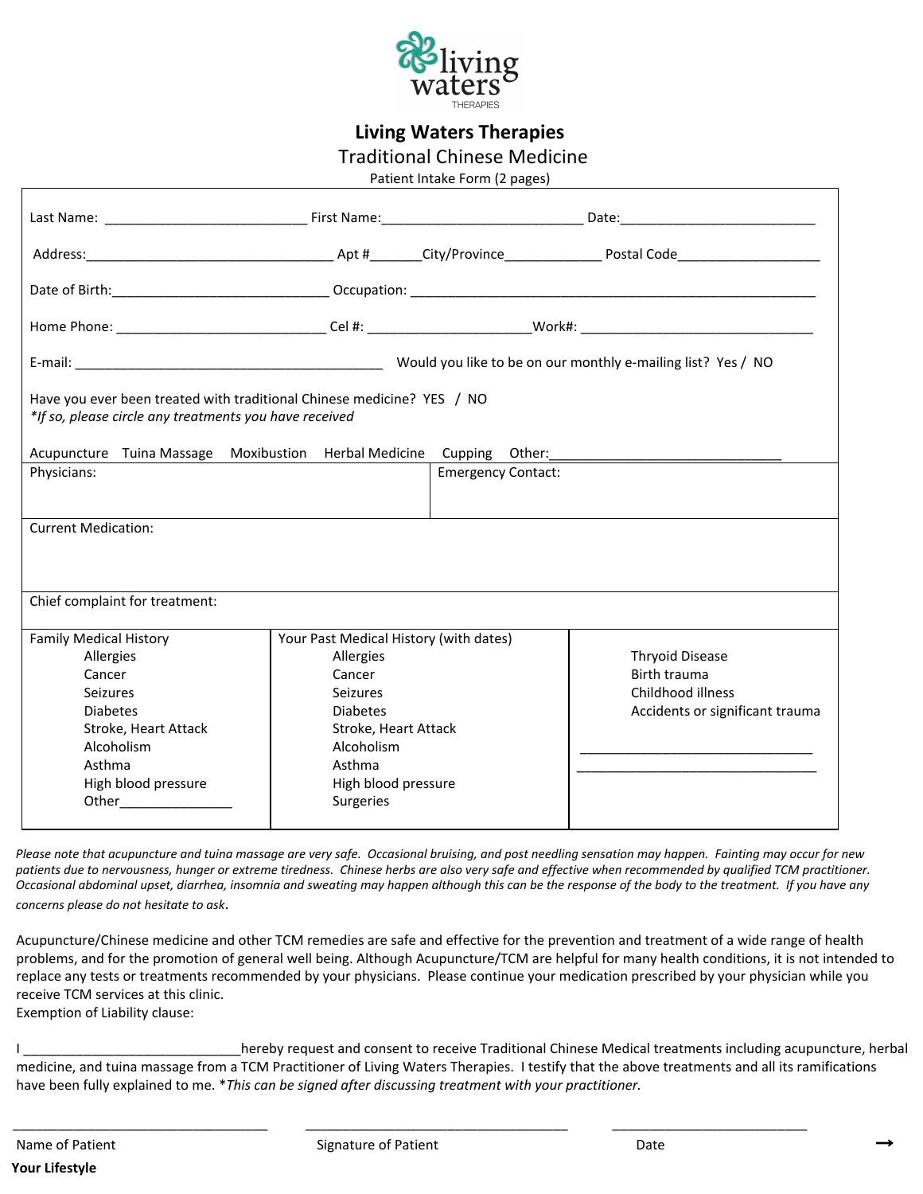living waters
THERAPIES

# Living Waters Therapies

## Traditional Chinese Medicine

Patient Intake Form (2 pages)

Last Name: ___________________________ First Name:___________________________ Date:___________________________

Address:___________________________________ Apt #_______City/Province_____________ Postal Code___________________

Date of Birth:_____________________________ Occupation: ______________________________________________________

Home Phone: ____________________________ Cel #: ______________________Work#: _________________________________

E-mail: __________________________________________ Would you like to be on our monthly e-mailing list? Yes / NO

Have you ever been treated with traditional Chinese medicine? YES / NO
*If so, please circle any treatments you have received*

Acupuncture  Tuina Massage  Moxibustion  Herbal Medicine  Cupping  Other:_________________________________

| Physicians: | Emergency Contact: |
|---|---|
| | |

Current Medication:

Chief complaint for treatment:

| Family Medical History | Your Past Medical History (with dates) | |
|---|---|---|
| Allergies | Allergies | Thryoid Disease |
| Cancer | Cancer | Birth trauma |
| Seizures | Seizures | Childhood illness |
| Diabetes | Diabetes | Accidents or significant trauma |
| Stroke, Heart Attack | Stroke, Heart Attack | |
| Alcoholism | Alcoholism | _________________________________ |
| Asthma | Asthma | _________________________________ |
| High blood pressure | High blood pressure | |
| Other_______________ | Surgeries | |

*Please note that acupuncture and tuina massage are very safe. Occasional bruising, and post needling sensation may happen. Fainting may occur for new patients due to nervousness, hunger or extreme tiredness. Chinese herbs are also very safe and effective when recommended by qualified TCM practitioner. Occasional abdominal upset, diarrhea, insomnia and sweating may happen although this can be the response of the body to the treatment. If you have any concerns please do not hesitate to ask.*

Acupuncture/Chinese medicine and other TCM remedies are safe and effective for the prevention and treatment of a wide range of health problems, and for the promotion of general well being. Although Acupuncture/TCM are helpful for many health conditions, it is not intended to replace any tests or treatments recommended by your physicians. Please continue your medication prescribed by your physician while you receive TCM services at this clinic.
Exemption of Liability clause:

I _____________________________hereby request and consent to receive Traditional Chinese Medical treatments including acupuncture, herbal medicine, and tuina massage from a TCM Practitioner of Living Waters Therapies. I testify that the above treatments and all its ramifications have been fully explained to me. **This can be signed after discussing treatment with your practitioner.*

____________________________________ ____________________________________ ____________________________

Name of Patient  Signature of Patient  Date

→

**Your Lifestyle**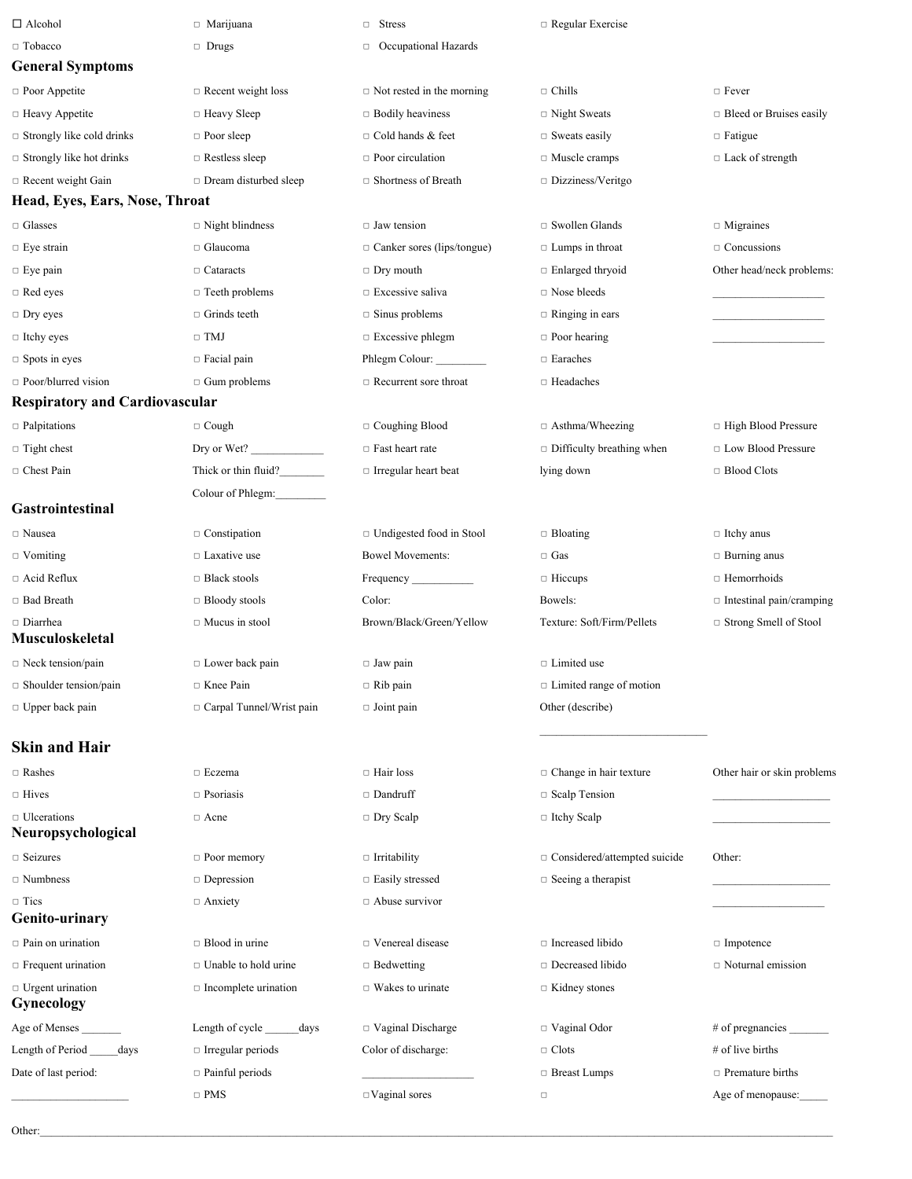| | | | | |
|---|---|---|---|---|
| ☐ Alcohol | □ Marijuana | □ Stress | □ Regular Exercise | |
| □ Tobacco | □ Drugs | □ Occupational Hazards | | |

## General Symptoms

| | | | | |
|---|---|---|---|---|
| □ Poor Appetite | □ Recent weight loss | □ Not rested in the morning | □ Chills | □ Fever |
| □ Heavy Appetite | □ Heavy Sleep | □ Bodily heaviness | □ Night Sweats | □ Bleed or Bruises easily |
| □ Strongly like cold drinks | □ Poor sleep | □ Cold hands & feet | □ Sweats easily | □ Fatigue |
| □ Strongly like hot drinks | □ Restless sleep | □ Poor circulation | □ Muscle cramps | □ Lack of strength |
| □ Recent weight Gain | □ Dream disturbed sleep | □ Shortness of Breath | □ Dizziness/Veritgo | |

## Head, Eyes, Ears, Nose, Throat

| | | | | |
|---|---|---|---|---|
| □ Glasses | □ Night blindness | □ Jaw tension | □ Swollen Glands | □ Migraines |
| □ Eye strain | □ Glaucoma | □ Canker sores (lips/tongue) | □ Lumps in throat | □ Concussions |
| □ Eye pain | □ Cataracts | □ Dry mouth | □ Enlarged thryoid | Other head/neck problems: |
| □ Red eyes | □ Teeth problems | □ Excessive saliva | □ Nose bleeds | ____________________ |
| □ Dry eyes | □ Grinds teeth | □ Sinus problems | □ Ringing in ears | ____________________ |
| □ Itchy eyes | □ TMJ | □ Excessive phlegm | □ Poor hearing | ____________________ |
| □ Spots in eyes | □ Facial pain | Phlegm Colour: _________ | □ Earaches | |
| □ Poor/blurred vision | □ Gum problems | □ Recurrent sore throat | □ Headaches | |

## Respiratory and Cardiovascular

| | | | | |
|---|---|---|---|---|
| □ Palpitations | □ Cough | □ Coughing Blood | □ Asthma/Wheezing | □ High Blood Pressure |
| □ Tight chest | Dry or Wet? _____________ | □ Fast heart rate | □ Difficulty breathing when lying down | □ Low Blood Pressure |
| □ Chest Pain | Thick or thin fluid?________ | □ Irregular heart beat | | □ Blood Clots |
| | Colour of Phlegm:_________ | | | |

## Gastrointestinal

| | | | | |
|---|---|---|---|---|
| □ Nausea | □ Constipation | □ Undigested food in Stool | □ Bloating | □ Itchy anus |
| □ Vomiting | □ Laxative use | Bowel Movements: | □ Gas | □ Burning anus |
| □ Acid Reflux | □ Black stools | Frequency ___________ | □ Hiccups | □ Hemorrhoids |
| □ Bad Breath | □ Bloody stools | Color: | Bowels: | □ Intestinal pain/cramping |
| □ Diarrhea | □ Mucus in stool | Brown/Black/Green/Yellow | Texture: Soft/Firm/Pellets | □ Strong Smell of Stool |

## Musculoskeletal

| | | | |
|---|---|---|---|
| □ Neck tension/pain | □ Lower back pain | □ Jaw pain | □ Limited use |
| □ Shoulder tension/pain | □ Knee Pain | □ Rib pain | □ Limited range of motion |
| □ Upper back pain | □ Carpal Tunnel/Wrist pain | □ Joint pain | Other (describe) |
| | | | ______________________________ |

## Skin and Hair

| | | | | |
|---|---|---|---|---|
| □ Rashes | □ Eczema | □ Hair loss | □ Change in hair texture | Other hair or skin problems |
| □ Hives | □ Psoriasis | □ Dandruff | □ Scalp Tension | _____________________ |
| □ Ulcerations | □ Acne | □ Dry Scalp | □ Itchy Scalp | _____________________ |

## Neuropsychological

| | | | | |
|---|---|---|---|---|
| □ Seizures | □ Poor memory | □ Irritability | □ Considered/attempted suicide | Other: |
| □ Numbness | □ Depression | □ Easily stressed | □ Seeing a therapist | _____________________ |
| □ Tics | □ Anxiety | □ Abuse survivor | | ____________________ |

## Genito-urinary

| | | | | |
|---|---|---|---|---|
| □ Pain on urination | □ Blood in urine | □ Venereal disease | □ Increased libido | □ Impotence |
| □ Frequent urination | □ Unable to hold urine | □ Bedwetting | □ Decreased libido | □ Noturnal emission |
| □ Urgent urination | □ Incomplete urination | □ Wakes to urinate | □ Kidney stones | |

## Gynecology

| | | | | |
|---|---|---|---|---|
| Age of Menses _______ | Length of cycle ______days | □ Vaginal Discharge | □ Vaginal Odor | # of pregnancies _______ |
| Length of Period _____days | □ Irregular periods | Color of discharge: | □ Clots | # of live births |
| Date of last period: | □ Painful periods | ____________________ | □ Breast Lumps | □ Premature births |
| ____________________ | □ PMS | □ Vaginal sores | □ | Age of menopause:_____ |

Other:______________________________________________________________________________________________________________